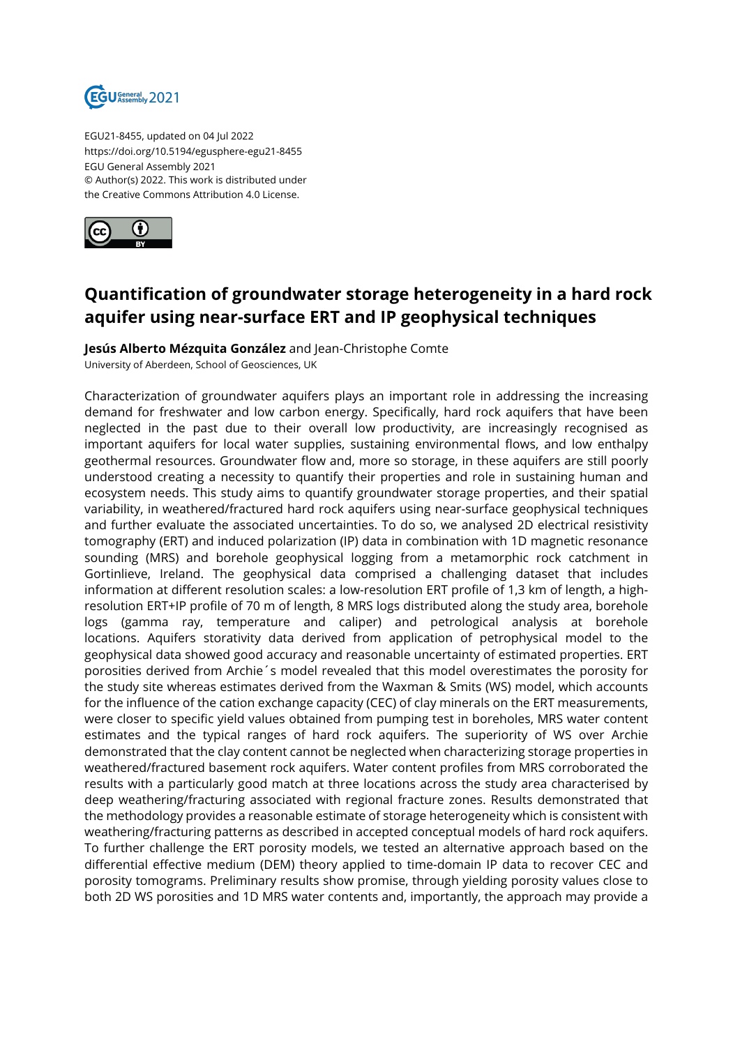EGU21-8455, updated on 04 Jul 2022
https://doi.org/10.5194/egusphere-egu21-8455
EGU General Assembly 2021
© Author(s) 2022. This work is distributed under
the Creative Commons Attribution 4.0 License.

# Quantification of groundwater storage heterogeneity in a hard rock aquifer using near-surface ERT and IP geophysical techniques

**Jesús Alberto Mézquita González** and Jean-Christophe Comte
University of Aberdeen, School of Geosciences, UK

Characterization of groundwater aquifers plays an important role in addressing the increasing demand for freshwater and low carbon energy. Specifically, hard rock aquifers that have been neglected in the past due to their overall low productivity, are increasingly recognised as important aquifers for local water supplies, sustaining environmental flows, and low enthalpy geothermal resources. Groundwater flow and, more so storage, in these aquifers are still poorly understood creating a necessity to quantify their properties and role in sustaining human and ecosystem needs. This study aims to quantify groundwater storage properties, and their spatial variability, in weathered/fractured hard rock aquifers using near-surface geophysical techniques and further evaluate the associated uncertainties. To do so, we analysed 2D electrical resistivity tomography (ERT) and induced polarization (IP) data in combination with 1D magnetic resonance sounding (MRS) and borehole geophysical logging from a metamorphic rock catchment in Gortinlieve, Ireland. The geophysical data comprised a challenging dataset that includes information at different resolution scales: a low-resolution ERT profile of 1,3 km of length, a high-resolution ERT+IP profile of 70 m of length, 8 MRS logs distributed along the study area, borehole logs (gamma ray, temperature and caliper) and petrological analysis at borehole locations. Aquifers storativity data derived from application of petrophysical model to the geophysical data showed good accuracy and reasonable uncertainty of estimated properties. ERT porosities derived from Archie´s model revealed that this model overestimates the porosity for the study site whereas estimates derived from the Waxman & Smits (WS) model, which accounts for the influence of the cation exchange capacity (CEC) of clay minerals on the ERT measurements, were closer to specific yield values obtained from pumping test in boreholes, MRS water content estimates and the typical ranges of hard rock aquifers. The superiority of WS over Archie demonstrated that the clay content cannot be neglected when characterizing storage properties in weathered/fractured basement rock aquifers. Water content profiles from MRS corroborated the results with a particularly good match at three locations across the study area characterised by deep weathering/fracturing associated with regional fracture zones. Results demonstrated that the methodology provides a reasonable estimate of storage heterogeneity which is consistent with weathering/fracturing patterns as described in accepted conceptual models of hard rock aquifers. To further challenge the ERT porosity models, we tested an alternative approach based on the differential effective medium (DEM) theory applied to time-domain IP data to recover CEC and porosity tomograms. Preliminary results show promise, through yielding porosity values close to both 2D WS porosities and 1D MRS water contents and, importantly, the approach may provide a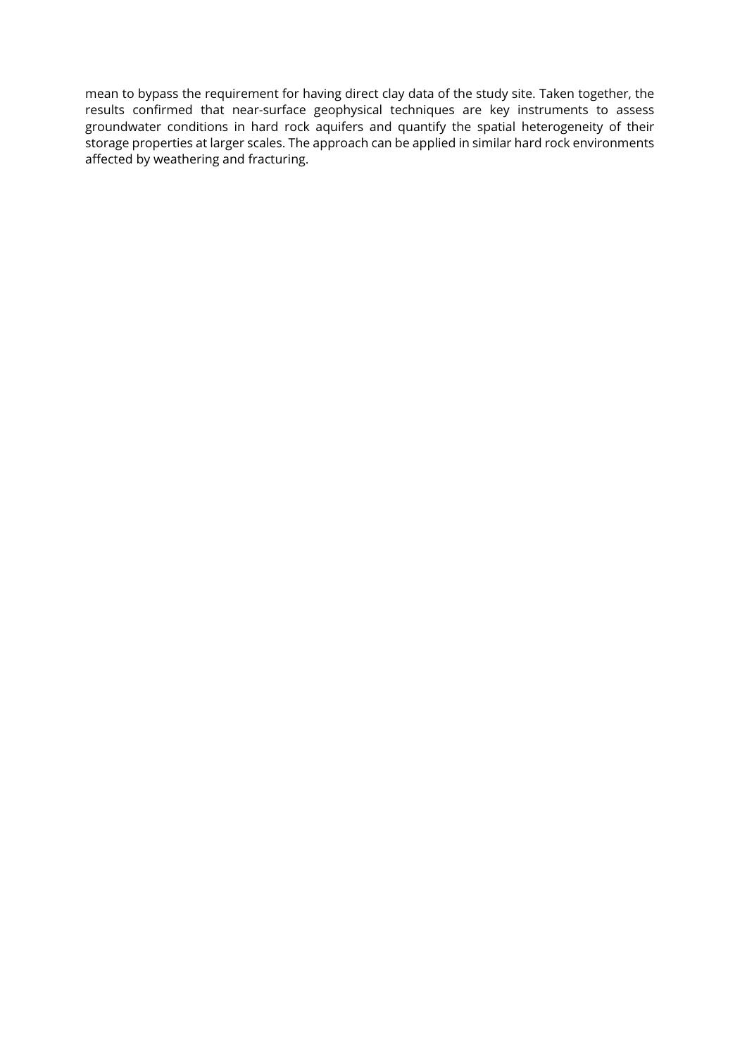mean to bypass the requirement for having direct clay data of the study site. Taken together, the results confirmed that near-surface geophysical techniques are key instruments to assess groundwater conditions in hard rock aquifers and quantify the spatial heterogeneity of their storage properties at larger scales. The approach can be applied in similar hard rock environments affected by weathering and fracturing.